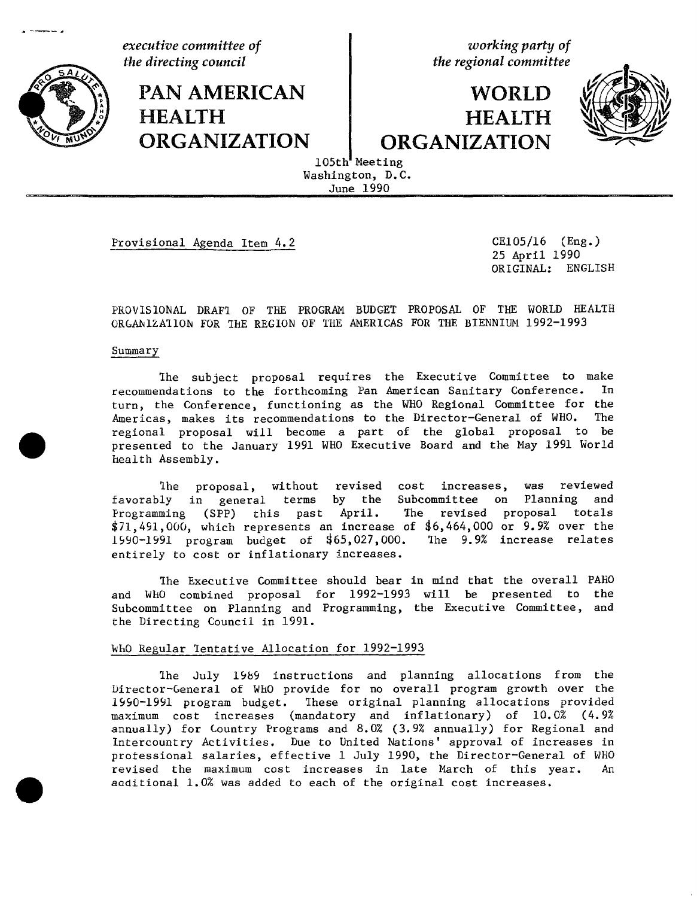*executive committee of the directing council*

# PAN AMERICAN HEALTH ORGANIZATION

*working party of the regional committee*

# WORLD HEALTH ORGANIZATION

105th Meeting
Washington, D.C.
June 1990

Provisional Agenda Item 4.2

CE105/16 (Eng.)
25 April 1990
ORIGINAL: ENGLISH

PROVISIONAL DRAFT OF THE PROGRAM BUDGET PROPOSAL OF THE WORLD HEALTH ORGANIZATION FOR THE REGION OF THE AMERICAS FOR THE BIENNIUM 1992-1993

## Summary

The subject proposal requires the Executive Committee to make recommendations to the forthcoming Pan American Sanitary Conference. In turn, the Conference, functioning as the WHO Regional Committee for the Americas, makes its recommendations to the Director-General of WHO. The regional proposal will become a part of the global proposal to be presented to the January 1991 WHO Executive Board and the May 1991 World Health Assembly.

The proposal, without revised cost increases, was reviewed favorably in general terms by the Subcommittee on Planning and Programming (SPP) this past April. The revised proposal totals $71,491,000, which represents an increase of $6,464,000 or 9.9% over the 1990-1991 program budget of $65,027,000. The 9.9% increase relates entirely to cost or inflationary increases.

The Executive Committee should bear in mind that the overall PAHO and WHO combined proposal for 1992-1993 will be presented to the Subcommittee on Planning and Programming, the Executive Committee, and the Directing Council in 1991.

## WHO Regular Tentative Allocation for 1992-1993

The July 1989 instructions and planning allocations from the Director-General of WHO provide for no overall program growth over the 1990-1991 program budget. These original planning allocations provided maximum cost increases (mandatory and inflationary) of 10.0% (4.9% annually) for Country Programs and 8.0% (3.9% annually) for Regional and Intercountry Activities. Due to United Nations' approval of increases in professional salaries, effective 1 July 1990, the Director-General of WHO revised the maximum cost increases in late March of this year. An additional 1.0% was added to each of the original cost increases.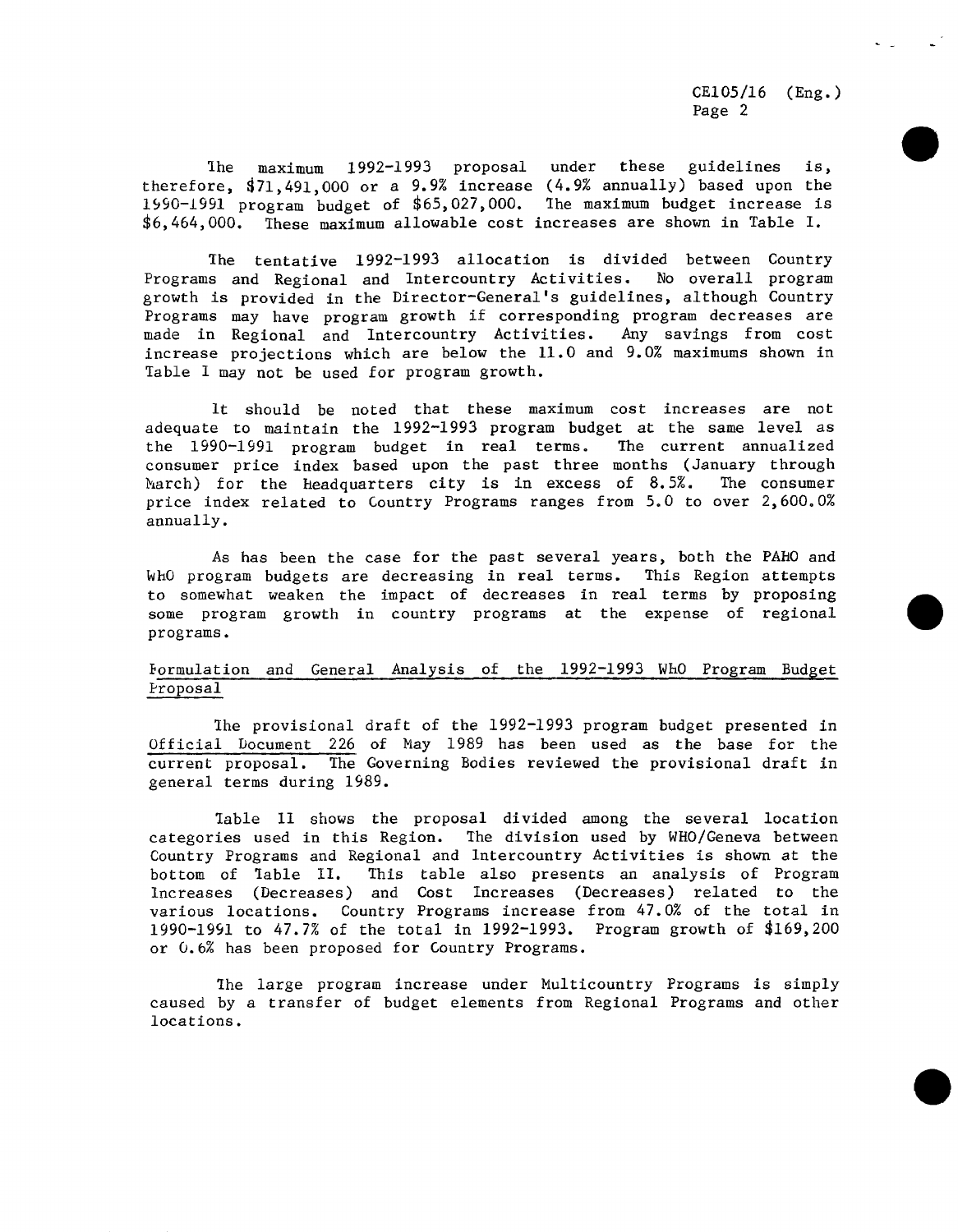The maximum 1992-1993 proposal under these guidelines is, therefore, $71,491,000 or a 9.9% increase (4.9% annually) based upon the 1990-1991 program budget of $65,027,000. The maximum budget increase is $6,464,000. These maximum allowable cost increases are shown in Table I.

The tentative 1992-1993 allocation is divided between Country Programs and Regional and Intercountry Activities. No overall program growth is provided in the Director-General's guidelines, although Country Programs may have program growth if corresponding program decreases are made in Regional and Intercountry Activities. Any savings from cost increase projections which are below the 11.0 and 9.0% maximums shown in Table I may not be used for program growth.

It should be noted that these maximum cost increases are not adequate to maintain the 1992-1993 program budget at the same level as the 1990-1991 program budget in real terms. The current annualized consumer price index based upon the past three months (January through March) for the Headquarters city is in excess of 8.5%. The consumer price index related to Country Programs ranges from 5.0 to over 2,600.0% annually.

As has been the case for the past several years, both the PAHO and WHO program budgets are decreasing in real terms. This Region attempts to somewhat weaken the impact of decreases in real terms by proposing some program growth in country programs at the expense of regional programs.

## Formulation and General Analysis of the 1992-1993 WHO Program Budget Proposal

The provisional draft of the 1992-1993 program budget presented in Official Document 226 of May 1989 has been used as the base for the current proposal. The Governing Bodies reviewed the provisional draft in general terms during 1989.

Table II shows the proposal divided among the several location categories used in this Region. The division used by WHO/Geneva between Country Programs and Regional and Intercountry Activities is shown at the bottom of Table II. This table also presents an analysis of Program Increases (Decreases) and Cost Increases (Decreases) related to the various locations. Country Programs increase from 47.0% of the total in 1990-1991 to 47.7% of the total in 1992-1993. Program growth of $169,200 or 0.6% has been proposed for Country Programs.

The large program increase under Multicountry Programs is simply caused by a transfer of budget elements from Regional Programs and other locations.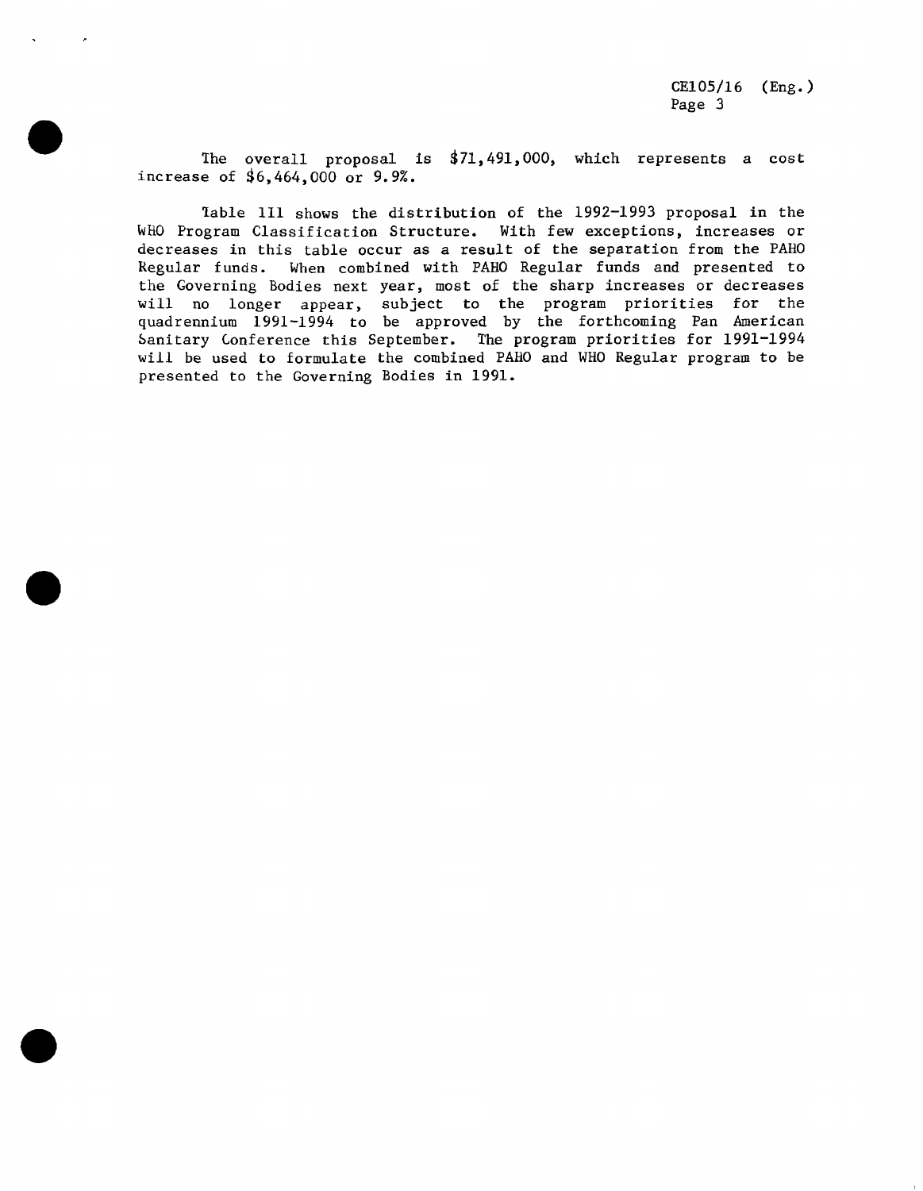The overall proposal is $71,491,000, which represents a cost increase of $6,464,000 or 9.9%.

Table III shows the distribution of the 1992-1993 proposal in the WHO Program Classification Structure. With few exceptions, increases or decreases in this table occur as a result of the separation from the PAHO Regular funds. When combined with PAHO Regular funds and presented to the Governing Bodies next year, most of the sharp increases or decreases will no longer appear, subject to the program priorities for the quadrennium 1991-1994 to be approved by the forthcoming Pan American Sanitary Conference this September. The program priorities for 1991-1994 will be used to formulate the combined PAHO and WHO Regular program to be presented to the Governing Bodies in 1991.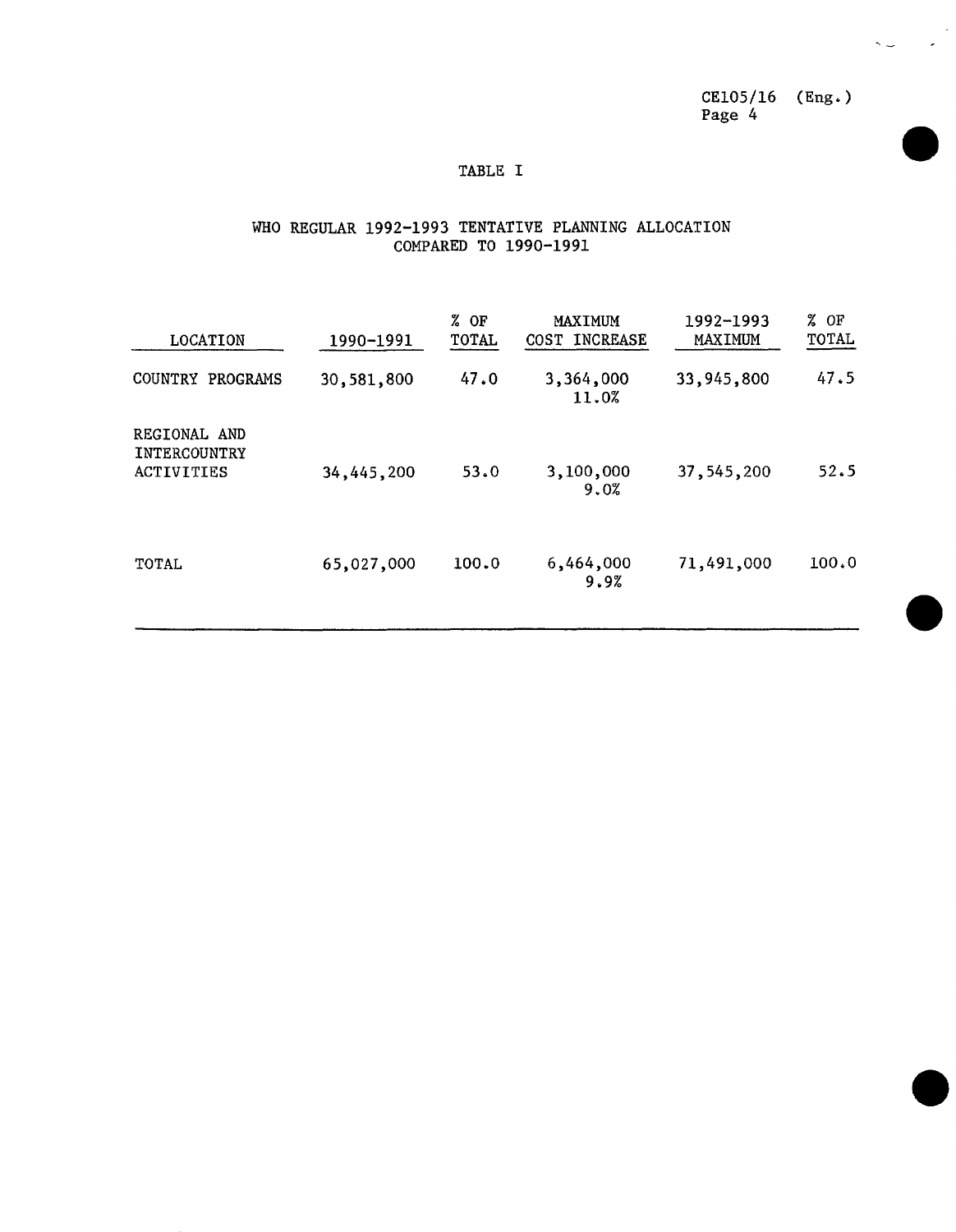# TABLE I

## WHO REGULAR 1992-1993 TENTATIVE PLANNING ALLOCATION COMPARED TO 1990-1991

| LOCATION | 1990-1991 | % OF TOTAL | MAXIMUM COST INCREASE | 1992-1993 MAXIMUM | % OF TOTAL |
|---|---|---|---|---|---|
| COUNTRY PROGRAMS | 30,581,800 | 47.0 | 3,364,000 11.0% | 33,945,800 | 47.5 |
| REGIONAL AND INTERCOUNTRY ACTIVITIES | 34,445,200 | 53.0 | 3,100,000 9.0% | 37,545,200 | 52.5 |
| TOTAL | 65,027,000 | 100.0 | 6,464,000 9.9% | 71,491,000 | 100.0 |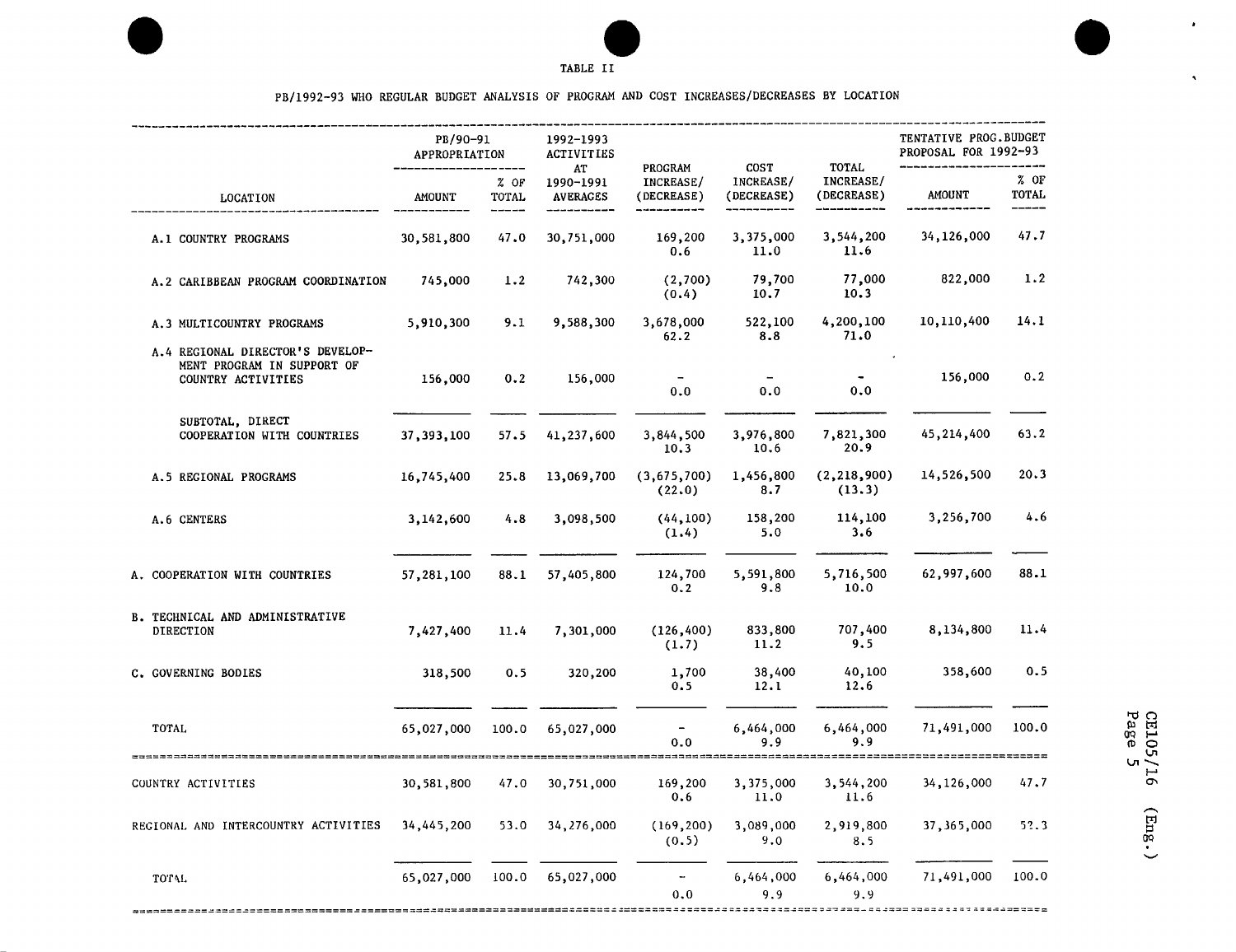TABLE II

PB/1992-93 WHO REGULAR BUDGET ANALYSIS OF PROGRAM AND COST INCREASES/DECREASES BY LOCATION

| LOCATION | PB/90-91 APPROPRIATION AMOUNT | % OF TOTAL | 1992-1993 ACTIVITIES AT 1990-1991 AVERAGES | PROGRAM INCREASE/ (DECREASE) | COST INCREASE/ (DECREASE) | TOTAL INCREASE/ (DECREASE) | TENTATIVE PROG. BUDGET PROPOSAL FOR 1992-93 AMOUNT | % OF TOTAL |
|---|---|---|---|---|---|---|---|---|
| A.1 COUNTRY PROGRAMS | 30,581,800 | 47.0 | 30,751,000 | 169,200<br>0.6 | 3,375,000<br>11.0 | 3,544,200<br>11.6 | 34,126,000 | 47.7 |
| A.2 CARIBBEAN PROGRAM COORDINATION | 745,000 | 1.2 | 742,300 | (2,700)<br>(0.4) | 79,700<br>10.7 | 77,000<br>10.3 | 822,000 | 1.2 |
| A.3 MULTICOUNTRY PROGRAMS | 5,910,300 | 9.1 | 9,588,300 | 3,678,000<br>62.2 | 522,100<br>8.8 | 4,200,100<br>71.0 | 10,110,400 | 14.1 |
| A.4 REGIONAL DIRECTOR'S DEVELOPMENT PROGRAM IN SUPPORT OF COUNTRY ACTIVITIES | 156,000 | 0.2 | 156,000 | -<br>0.0 | -<br>0.0 | -<br>0.0 | 156,000 | 0.2 |
| SUBTOTAL, DIRECT COOPERATION WITH COUNTRIES | 37,393,100 | 57.5 | 41,237,600 | 3,844,500<br>10.3 | 3,976,800<br>10.6 | 7,821,300<br>20.9 | 45,214,400 | 63.2 |
| A.5 REGIONAL PROGRAMS | 16,745,400 | 25.8 | 13,069,700 | (3,675,700)<br>(22.0) | 1,456,800<br>8.7 | (2,218,900)<br>(13.3) | 14,526,500 | 20.3 |
| A.6 CENTERS | 3,142,600 | 4.8 | 3,098,500 | (44,100)<br>(1.4) | 158,200<br>5.0 | 114,100<br>3.6 | 3,256,700 | 4.6 |
| A. COOPERATION WITH COUNTRIES | 57,281,100 | 88.1 | 57,405,800 | 124,700<br>0.2 | 5,591,800<br>9.8 | 5,716,500<br>10.0 | 62,997,600 | 88.1 |
| B. TECHNICAL AND ADMINISTRATIVE DIRECTION | 7,427,400 | 11.4 | 7,301,000 | (126,400)<br>(1.7) | 833,800<br>11.2 | 707,400<br>9.5 | 8,134,800 | 11.4 |
| C. GOVERNING BODIES | 318,500 | 0.5 | 320,200 | 1,700<br>0.5 | 38,400<br>12.1 | 40,100<br>12.6 | 358,600 | 0.5 |
| TOTAL | 65,027,000 | 100.0 | 65,027,000 | -<br>0.0 | 6,464,000<br>9.9 | 6,464,000<br>9.9 | 71,491,000 | 100.0 |
| COUNTRY ACTIVITIES | 30,581,800 | 47.0 | 30,751,000 | 169,200<br>0.6 | 3,375,000<br>11.0 | 3,544,200<br>11.6 | 34,126,000 | 47.7 |
| REGIONAL AND INTERCOUNTRY ACTIVITIES | 34,445,200 | 53.0 | 34,276,000 | (169,200)<br>(0.5) | 3,089,000<br>9.0 | 2,919,800<br>8.5 | 37,365,000 | 52.3 |
| TOTAL | 65,027,000 | 100.0 | 65,027,000 | -<br>0.0 | 6,464,000<br>9.9 | 6,464,000<br>9.9 | 71,491,000 | 100.0 |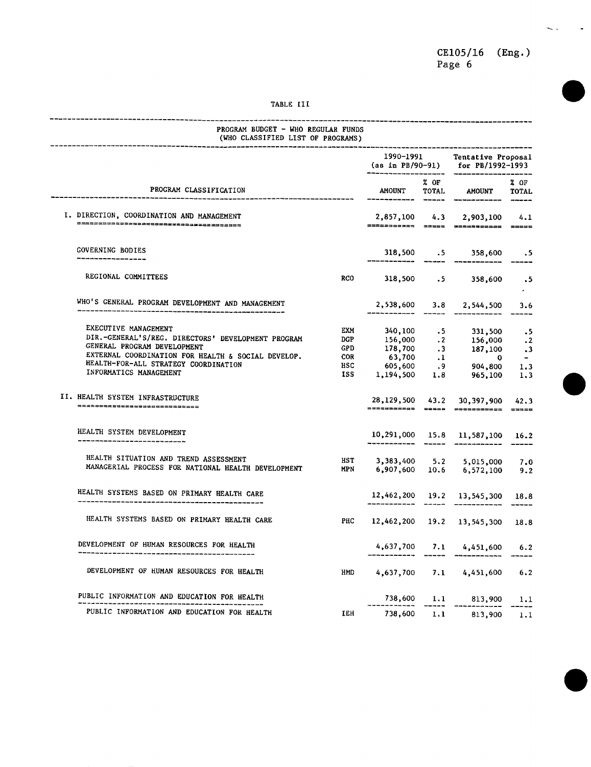TABLE III

| PROGRAM BUDGET - WHO REGULAR FUNDS (WHO CLASSIFIED LIST OF PROGRAMS) | | 1990-1991 (as in PB/90-91) | | Tentative Proposal for PB/1992-1993 | |
|---|---|---|---|---|---|
| PROGRAM CLASSIFICATION | | AMOUNT | % OF TOTAL | AMOUNT | % OF TOTAL |
| **I. DIRECTION, COORDINATION AND MANAGEMENT** | | 2,857,100 | 4.3 | 2,903,100 | 4.1 |
| GOVERNING BODIES | | 318,500 | .5 | 358,600 | .5 |
| REGIONAL COMMITTEES | RCO | 318,500 | .5 | 358,600 | .5 |
| WHO'S GENERAL PROGRAM DEVELOPMENT AND MANAGEMENT | | 2,538,600 | 3.8 | 2,544,500 | 3.6 |
| EXECUTIVE MANAGEMENT | EXM | 340,100 | .5 | 331,500 | .5 |
| DIR.-GENERAL'S/REG. DIRECTORS' DEVELOPMENT PROGRAM | DGP | 156,000 | .2 | 156,000 | .2 |
| GENERAL PROGRAM DEVELOPMENT | GPD | 178,700 | .3 | 187,100 | .3 |
| EXTERNAL COORDINATION FOR HEALTH & SOCIAL DEVELOP. | COR | 63,700 | .1 | 0 | - |
| HEALTH-FOR-ALL STRATEGY COORDINATION | HSC | 605,600 | .9 | 904,800 | 1.3 |
| INFORMATICS MANAGEMENT | ISS | 1,194,500 | 1.8 | 965,100 | 1.3 |
| **II. HEALTH SYSTEM INFRASTRUCTURE** | | 28,129,500 | 43.2 | 30,397,900 | 42.3 |
| HEALTH SYSTEM DEVELOPMENT | | 10,291,000 | 15.8 | 11,587,100 | 16.2 |
| HEALTH SITUATION AND TREND ASSESSMENT | HST | 3,383,400 | 5.2 | 5,015,000 | 7.0 |
| MANAGERIAL PROCESS FOR NATIONAL HEALTH DEVELOPMENT | MPN | 6,907,600 | 10.6 | 6,572,100 | 9.2 |
| HEALTH SYSTEMS BASED ON PRIMARY HEALTH CARE | | 12,462,200 | 19.2 | 13,545,300 | 18.8 |
| HEALTH SYSTEMS BASED ON PRIMARY HEALTH CARE | PHC | 12,462,200 | 19.2 | 13,545,300 | 18.8 |
| DEVELOPMENT OF HUMAN RESOURCES FOR HEALTH | | 4,637,700 | 7.1 | 4,451,600 | 6.2 |
| DEVELOPMENT OF HUMAN RESOURCES FOR HEALTH | HMD | 4,637,700 | 7.1 | 4,451,600 | 6.2 |
| PUBLIC INFORMATION AND EDUCATION FOR HEALTH | | 738,600 | 1.1 | 813,900 | 1.1 |
| PUBLIC INFORMATION AND EDUCATION FOR HEALTH | IEH | 738,600 | 1.1 | 813,900 | 1.1 |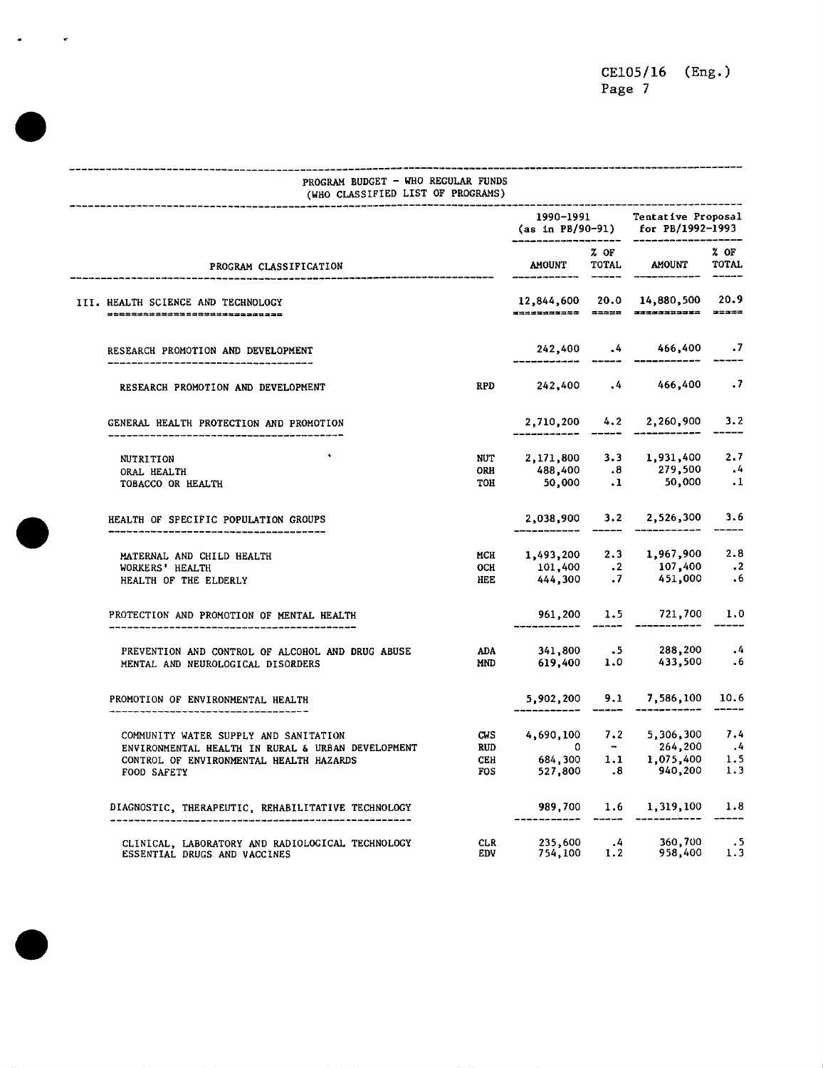PROGRAM BUDGET - WHO REGULAR FUNDS
(WHO CLASSIFIED LIST OF PROGRAMS)

| PROGRAM CLASSIFICATION | | 1990-1991 (as in PB/90-91) AMOUNT | % OF TOTAL | Tentative Proposal for PB/1992-1993 AMOUNT | % OF TOTAL |
|---|---|---|---|---|---|
| **III. HEALTH SCIENCE AND TECHNOLOGY** | | 12,844,600 | 20.0 | 14,880,500 | 20.9 |
| RESEARCH PROMOTION AND DEVELOPMENT | | 242,400 | .4 | 466,400 | .7 |
| RESEARCH PROMOTION AND DEVELOPMENT | RPD | 242,400 | .4 | 466,400 | .7 |
| GENERAL HEALTH PROTECTION AND PROMOTION | | 2,710,200 | 4.2 | 2,260,900 | 3.2 |
| NUTRITION | NUT | 2,171,800 | 3.3 | 1,931,400 | 2.7 |
| ORAL HEALTH | ORH | 488,400 | .8 | 279,500 | .4 |
| TOBACCO OR HEALTH | TOH | 50,000 | .1 | 50,000 | .1 |
| HEALTH OF SPECIFIC POPULATION GROUPS | | 2,038,900 | 3.2 | 2,526,300 | 3.6 |
| MATERNAL AND CHILD HEALTH | MCH | 1,493,200 | 2.3 | 1,967,900 | 2.8 |
| WORKERS' HEALTH | OCH | 101,400 | .2 | 107,400 | .2 |
| HEALTH OF THE ELDERLY | HEE | 444,300 | .7 | 451,000 | .6 |
| PROTECTION AND PROMOTION OF MENTAL HEALTH | | 961,200 | 1.5 | 721,700 | 1.0 |
| PREVENTION AND CONTROL OF ALCOHOL AND DRUG ABUSE | ADA | 341,800 | .5 | 288,200 | .4 |
| MENTAL AND NEUROLOGICAL DISORDERS | MND | 619,400 | 1.0 | 433,500 | .6 |
| PROMOTION OF ENVIRONMENTAL HEALTH | | 5,902,200 | 9.1 | 7,586,100 | 10.6 |
| COMMUNITY WATER SUPPLY AND SANITATION | CWS | 4,690,100 | 7.2 | 5,306,300 | 7.4 |
| ENVIRONMENTAL HEALTH IN RURAL & URBAN DEVELOPMENT | RUD | 0 | - | 264,200 | .4 |
| CONTROL OF ENVIRONMENTAL HEALTH HAZARDS | CEH | 684,300 | 1.1 | 1,075,400 | 1.5 |
| FOOD SAFETY | FOS | 527,800 | .8 | 940,200 | 1.3 |
| DIAGNOSTIC, THERAPEUTIC, REHABILITATIVE TECHNOLOGY | | 989,700 | 1.6 | 1,319,100 | 1.8 |
| CLINICAL, LABORATORY AND RADIOLOGICAL TECHNOLOGY | CLR | 235,600 | .4 | 360,700 | .5 |
| ESSENTIAL DRUGS AND VACCINES | EDV | 754,100 | 1.2 | 958,400 | 1.3 |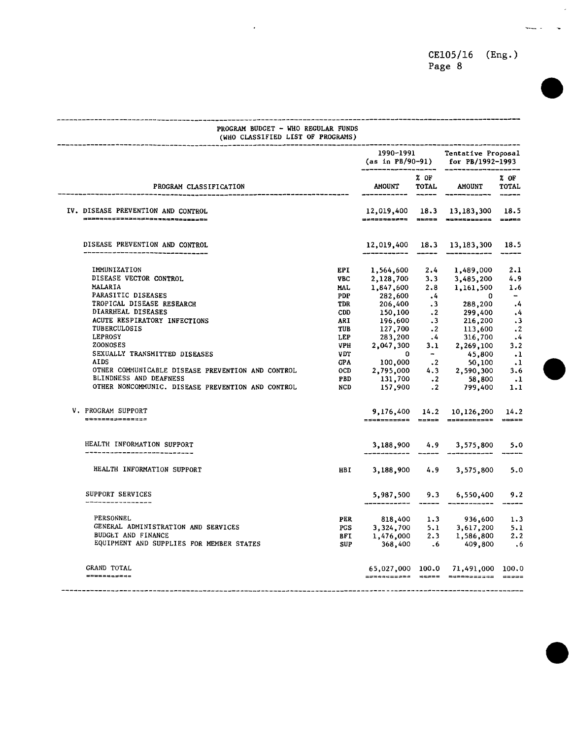PROGRAM BUDGET - WHO REGULAR FUNDS
(WHO CLASSIFIED LIST OF PROGRAMS)

| PROGRAM CLASSIFICATION | | 1990-1991 (as in PB/90-91) AMOUNT | % OF TOTAL | Tentative Proposal for PB/1992-1993 AMOUNT | % OF TOTAL |
|---|---|---|---|---|---|
| IV. DISEASE PREVENTION AND CONTROL | | 12,019,400 | 18.3 | 13,183,300 | 18.5 |
| DISEASE PREVENTION AND CONTROL | | 12,019,400 | 18.3 | 13,183,300 | 18.5 |
| IMMUNIZATION | EPI | 1,564,600 | 2.4 | 1,489,000 | 2.1 |
| DISEASE VECTOR CONTROL | VBC | 2,128,700 | 3.3 | 3,485,200 | 4.9 |
| MALARIA | MAL | 1,847,600 | 2.8 | 1,161,500 | 1.6 |
| PARASITIC DISEASES | PDP | 282,600 | .4 | 0 | - |
| TROPICAL DISEASE RESEARCH | TDR | 206,400 | .3 | 288,200 | .4 |
| DIARRHEAL DISEASES | CDD | 150,100 | .2 | 299,400 | .4 |
| ACUTE RESPIRATORY INFECTIONS | ARI | 196,600 | .3 | 216,200 | .3 |
| TUBERCULOSIS | TUB | 127,700 | .2 | 113,600 | .2 |
| LEPROSY | LEP | 283,200 | .4 | 316,700 | .4 |
| ZOONOSES | VPH | 2,047,300 | 3.1 | 2,269,100 | 3.2 |
| SEXUALLY TRANSMITTED DISEASES | VDT | 0 | - | 45,800 | .1 |
| AIDS | GPA | 100,000 | .2 | 50,100 | .1 |
| OTHER COMMUNICABLE DISEASE PREVENTION AND CONTROL | OCD | 2,795,000 | 4.3 | 2,590,300 | 3.6 |
| BLINDNESS AND DEAFNESS | PBD | 131,700 | .2 | 58,800 | .1 |
| OTHER NONCOMMUNIC. DISEASE PREVENTION AND CONTROL | NCD | 157,900 | .2 | 799,400 | 1.1 |
| V. PROGRAM SUPPORT | | 9,176,400 | 14.2 | 10,126,200 | 14.2 |
| HEALTH INFORMATION SUPPORT | | 3,188,900 | 4.9 | 3,575,800 | 5.0 |
| HEALTH INFORMATION SUPPORT | HBI | 3,188,900 | 4.9 | 3,575,800 | 5.0 |
| SUPPORT SERVICES | | 5,987,500 | 9.3 | 6,550,400 | 9.2 |
| PERSONNEL | PER | 818,400 | 1.3 | 936,600 | 1.3 |
| GENERAL ADMINISTRATION AND SERVICES | PGS | 3,324,700 | 5.1 | 3,617,200 | 5.1 |
| BUDGET AND FINANCE | BFI | 1,476,000 | 2.3 | 1,586,800 | 2.2 |
| EQUIPMENT AND SUPPLIES FOR MEMBER STATES | SUP | 368,400 | .6 | 409,800 | .6 |
| GRAND TOTAL | | 65,027,000 | 100.0 | 71,491,000 | 100.0 |